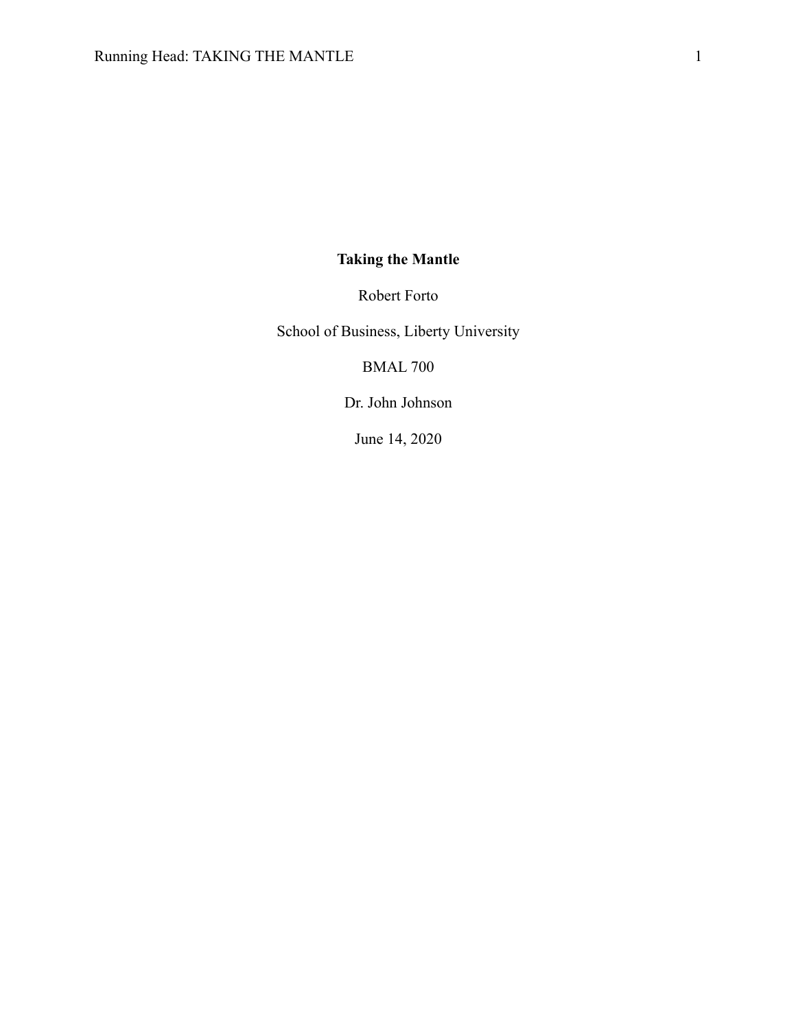# Taking the Mantle

Robert Forto

School of Business, Liberty University

BMAL 700

Dr. John Johnson

June 14, 2020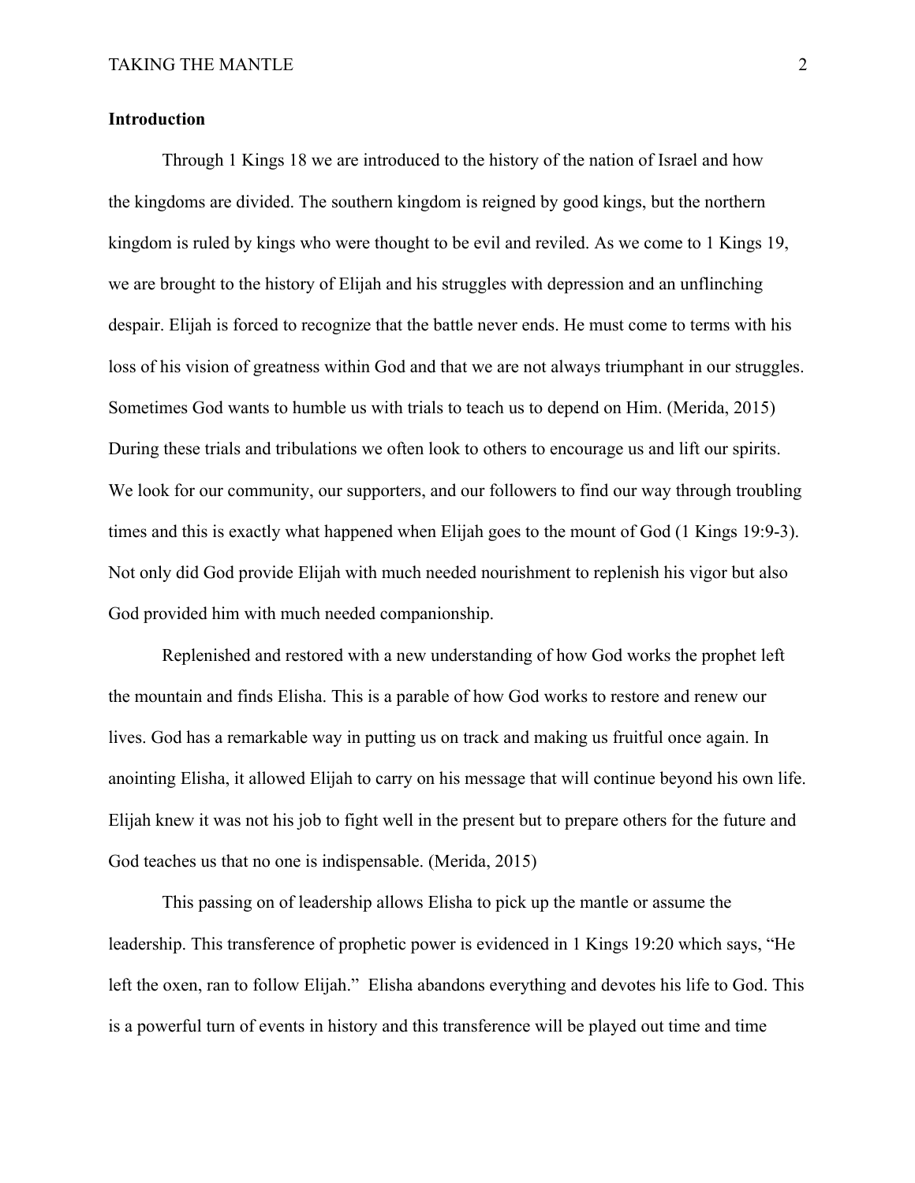**Introduction**

Through 1 Kings 18 we are introduced to the history of the nation of Israel and how the kingdoms are divided. The southern kingdom is reigned by good kings, but the northern kingdom is ruled by kings who were thought to be evil and reviled. As we come to 1 Kings 19, we are brought to the history of Elijah and his struggles with depression and an unflinching despair. Elijah is forced to recognize that the battle never ends. He must come to terms with his loss of his vision of greatness within God and that we are not always triumphant in our struggles. Sometimes God wants to humble us with trials to teach us to depend on Him. (Merida, 2015) During these trials and tribulations we often look to others to encourage us and lift our spirits. We look for our community, our supporters, and our followers to find our way through troubling times and this is exactly what happened when Elijah goes to the mount of God (1 Kings 19:9-3). Not only did God provide Elijah with much needed nourishment to replenish his vigor but also God provided him with much needed companionship.

Replenished and restored with a new understanding of how God works the prophet left the mountain and finds Elisha. This is a parable of how God works to restore and renew our lives. God has a remarkable way in putting us on track and making us fruitful once again. In anointing Elisha, it allowed Elijah to carry on his message that will continue beyond his own life. Elijah knew it was not his job to fight well in the present but to prepare others for the future and God teaches us that no one is indispensable. (Merida, 2015)

This passing on of leadership allows Elisha to pick up the mantle or assume the leadership. This transference of prophetic power is evidenced in 1 Kings 19:20 which says, "He left the oxen, ran to follow Elijah." Elisha abandons everything and devotes his life to God. This is a powerful turn of events in history and this transference will be played out time and time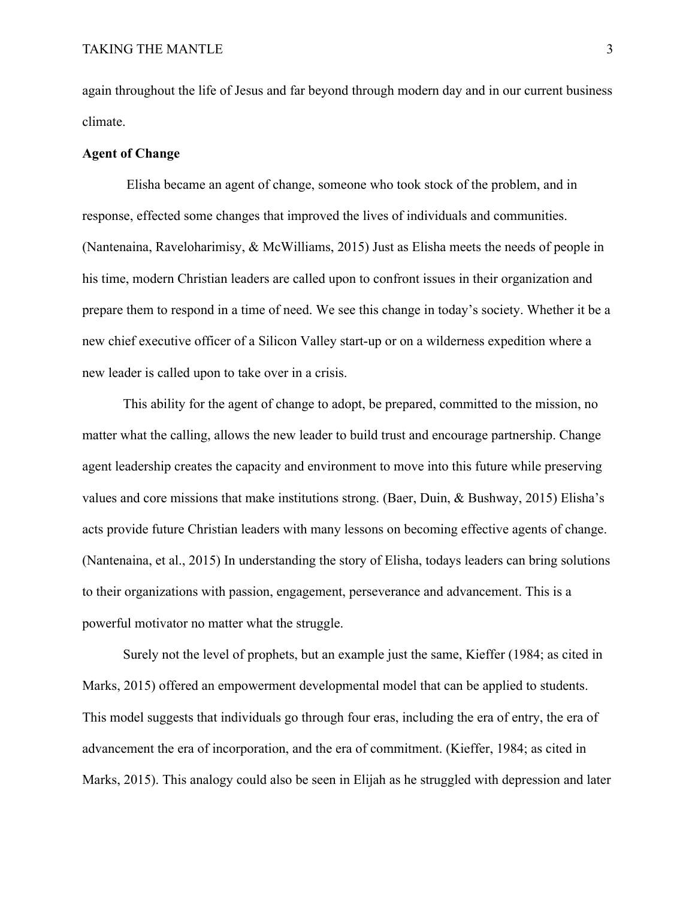again throughout the life of Jesus and far beyond through modern day and in our current business climate.

**Agent of Change**

Elisha became an agent of change, someone who took stock of the problem, and in response, effected some changes that improved the lives of individuals and communities. (Nantenaina, Raveloharimisy, & McWilliams, 2015) Just as Elisha meets the needs of people in his time, modern Christian leaders are called upon to confront issues in their organization and prepare them to respond in a time of need. We see this change in today's society. Whether it be a new chief executive officer of a Silicon Valley start-up or on a wilderness expedition where a new leader is called upon to take over in a crisis.

This ability for the agent of change to adopt, be prepared, committed to the mission, no matter what the calling, allows the new leader to build trust and encourage partnership. Change agent leadership creates the capacity and environment to move into this future while preserving values and core missions that make institutions strong. (Baer, Duin, & Bushway, 2015) Elisha's acts provide future Christian leaders with many lessons on becoming effective agents of change. (Nantenaina, et al., 2015) In understanding the story of Elisha, todays leaders can bring solutions to their organizations with passion, engagement, perseverance and advancement. This is a powerful motivator no matter what the struggle.

Surely not the level of prophets, but an example just the same, Kieffer (1984; as cited in Marks, 2015) offered an empowerment developmental model that can be applied to students. This model suggests that individuals go through four eras, including the era of entry, the era of advancement the era of incorporation, and the era of commitment. (Kieffer, 1984; as cited in Marks, 2015). This analogy could also be seen in Elijah as he struggled with depression and later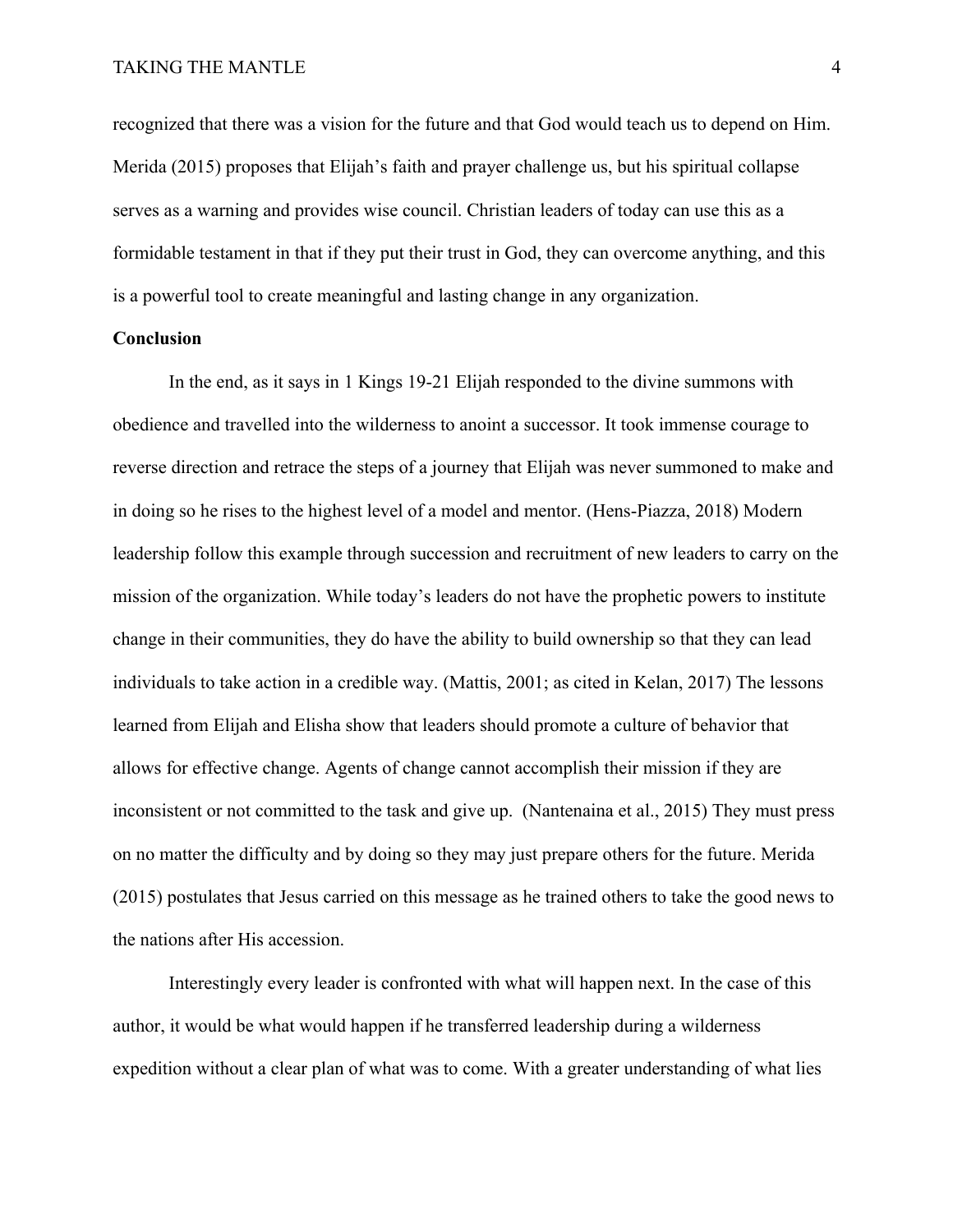recognized that there was a vision for the future and that God would teach us to depend on Him. Merida (2015) proposes that Elijah's faith and prayer challenge us, but his spiritual collapse serves as a warning and provides wise council. Christian leaders of today can use this as a formidable testament in that if they put their trust in God, they can overcome anything, and this is a powerful tool to create meaningful and lasting change in any organization.

**Conclusion**

In the end, as it says in 1 Kings 19-21 Elijah responded to the divine summons with obedience and travelled into the wilderness to anoint a successor. It took immense courage to reverse direction and retrace the steps of a journey that Elijah was never summoned to make and in doing so he rises to the highest level of a model and mentor. (Hens-Piazza, 2018) Modern leadership follow this example through succession and recruitment of new leaders to carry on the mission of the organization. While today's leaders do not have the prophetic powers to institute change in their communities, they do have the ability to build ownership so that they can lead individuals to take action in a credible way. (Mattis, 2001; as cited in Kelan, 2017) The lessons learned from Elijah and Elisha show that leaders should promote a culture of behavior that allows for effective change. Agents of change cannot accomplish their mission if they are inconsistent or not committed to the task and give up. (Nantenaina et al., 2015) They must press on no matter the difficulty and by doing so they may just prepare others for the future. Merida (2015) postulates that Jesus carried on this message as he trained others to take the good news to the nations after His accession.

Interestingly every leader is confronted with what will happen next. In the case of this author, it would be what would happen if he transferred leadership during a wilderness expedition without a clear plan of what was to come. With a greater understanding of what lies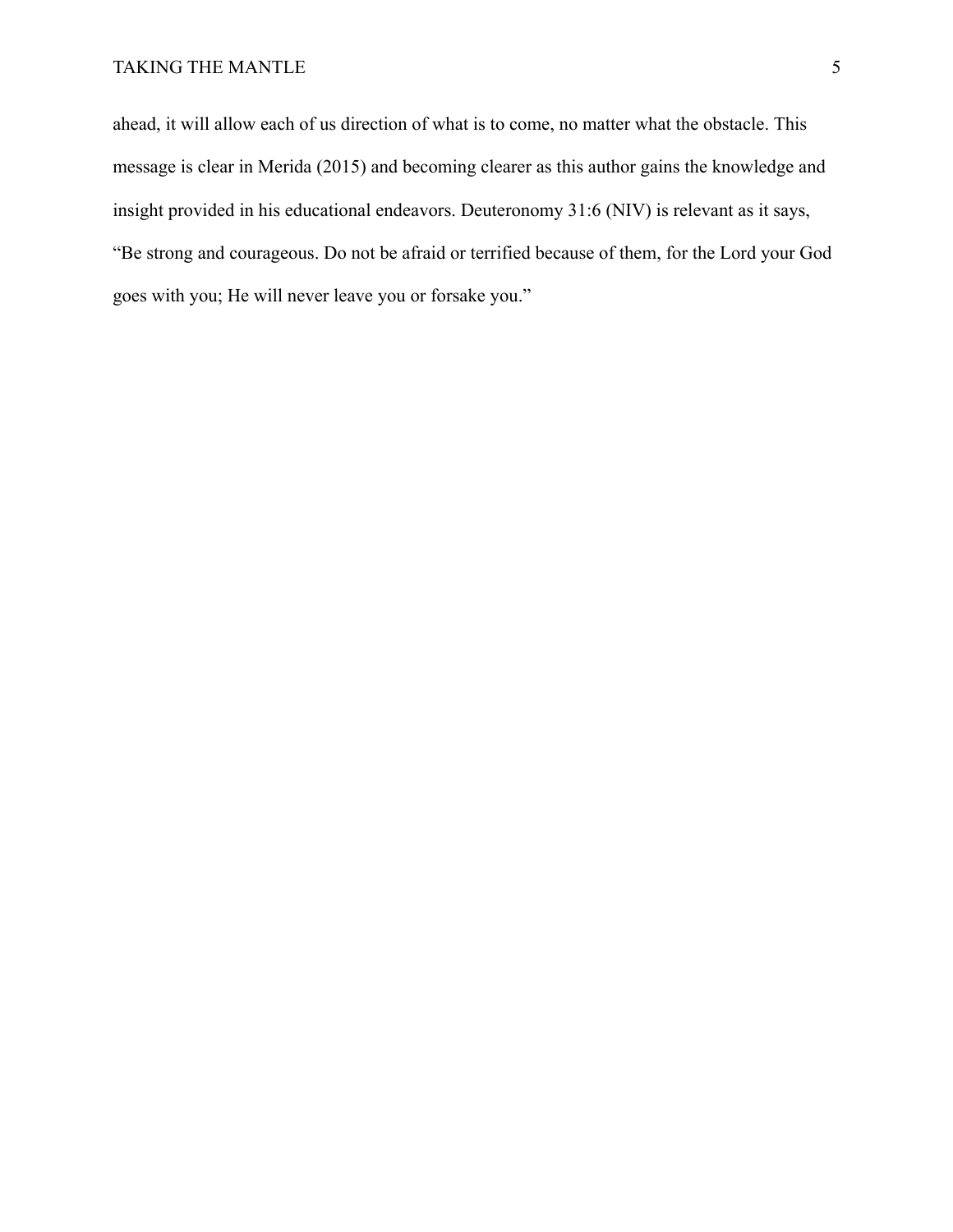ahead, it will allow each of us direction of what is to come, no matter what the obstacle. This message is clear in Merida (2015) and becoming clearer as this author gains the knowledge and insight provided in his educational endeavors. Deuteronomy 31:6 (NIV) is relevant as it says, “Be strong and courageous. Do not be afraid or terrified because of them, for the Lord your God goes with you; He will never leave you or forsake you.”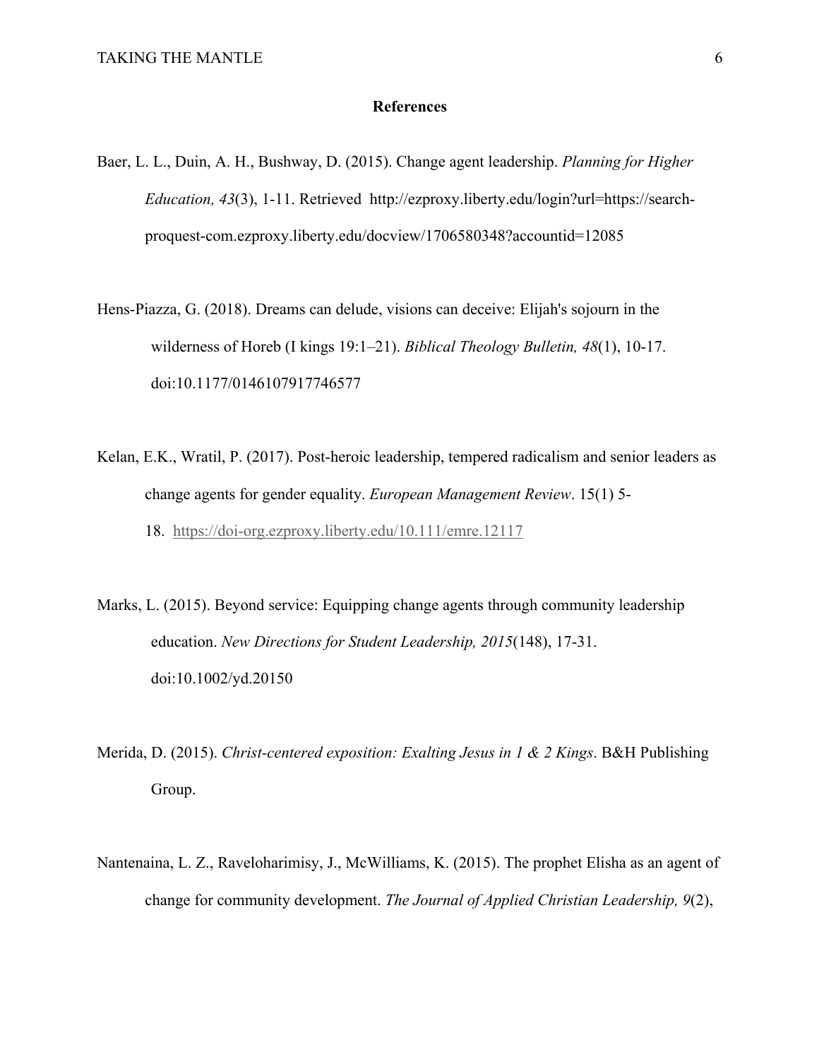**References**

Baer, L. L., Duin, A. H., Bushway, D. (2015). Change agent leadership. *Planning for Higher Education, 43*(3), 1-11. Retrieved http://ezproxy.liberty.edu/login?url=https://search-proquest-com.ezproxy.liberty.edu/docview/1706580348?accountid=12085

Hens-Piazza, G. (2018). Dreams can delude, visions can deceive: Elijah's sojourn in the wilderness of Horeb (I kings 19:1–21). *Biblical Theology Bulletin, 48*(1), 10-17. doi:10.1177/0146107917746577

Kelan, E.K., Wratil, P. (2017). Post-heroic leadership, tempered radicalism and senior leaders as change agents for gender equality. *European Management Review*. 15(1) 5-18. https://doi-org.ezproxy.liberty.edu/10.111/emre.12117

Marks, L. (2015). Beyond service: Equipping change agents through community leadership education. *New Directions for Student Leadership, 2015*(148), 17-31. doi:10.1002/yd.20150

Merida, D. (2015). *Christ-centered exposition: Exalting Jesus in 1 & 2 Kings*. B&H Publishing Group.

Nantenaina, L. Z., Raveloharimisy, J., McWilliams, K. (2015). The prophet Elisha as an agent of change for community development. *The Journal of Applied Christian Leadership, 9*(2),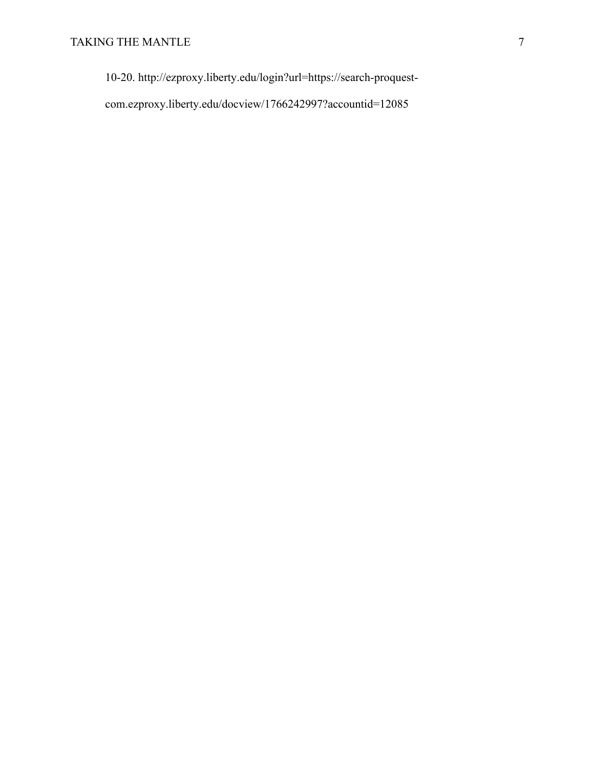10-20. http://ezproxy.liberty.edu/login?url=https://search-proquest-com.ezproxy.liberty.edu/docview/1766242997?accountid=12085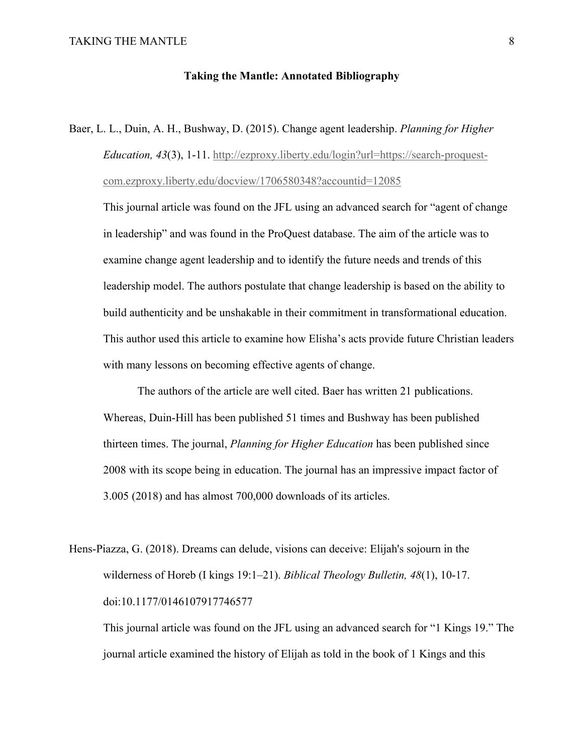**Taking the Mantle: Annotated Bibliography**

Baer, L. L., Duin, A. H., Bushway, D. (2015). Change agent leadership. *Planning for Higher Education, 43*(3), 1-11. http://ezproxy.liberty.edu/login?url=https://search-proquest-com.ezproxy.liberty.edu/docview/1706580348?accountid=12085

This journal article was found on the JFL using an advanced search for "agent of change in leadership" and was found in the ProQuest database. The aim of the article was to examine change agent leadership and to identify the future needs and trends of this leadership model. The authors postulate that change leadership is based on the ability to build authenticity and be unshakable in their commitment in transformational education. This author used this article to examine how Elisha's acts provide future Christian leaders with many lessons on becoming effective agents of change.

The authors of the article are well cited. Baer has written 21 publications. Whereas, Duin-Hill has been published 51 times and Bushway has been published thirteen times. The journal, *Planning for Higher Education* has been published since 2008 with its scope being in education. The journal has an impressive impact factor of 3.005 (2018) and has almost 700,000 downloads of its articles.

Hens-Piazza, G. (2018). Dreams can delude, visions can deceive: Elijah's sojourn in the wilderness of Horeb (I kings 19:1–21). *Biblical Theology Bulletin, 48*(1), 10-17. doi:10.1177/0146107917746577

This journal article was found on the JFL using an advanced search for "1 Kings 19." The journal article examined the history of Elijah as told in the book of 1 Kings and this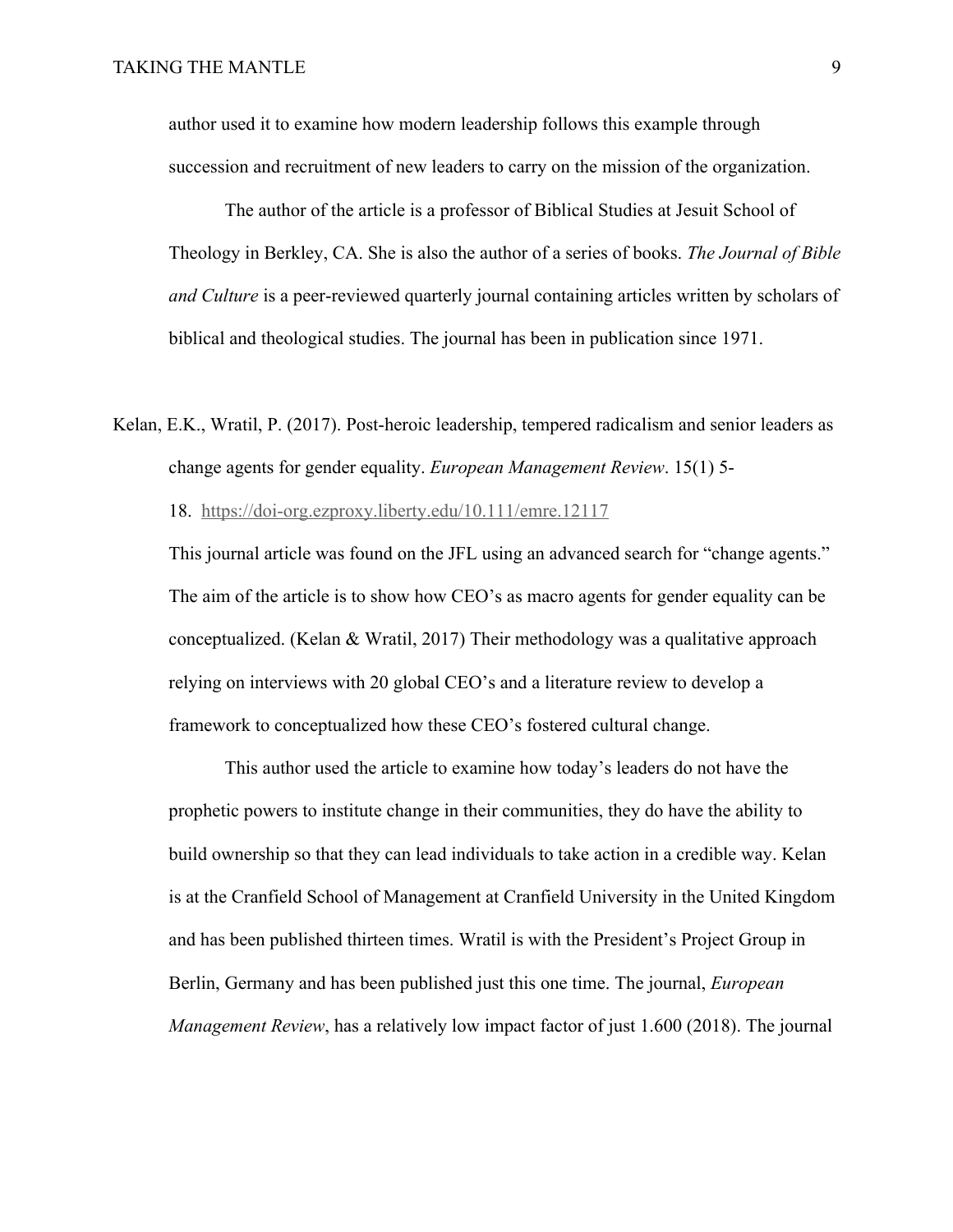author used it to examine how modern leadership follows this example through succession and recruitment of new leaders to carry on the mission of the organization.

The author of the article is a professor of Biblical Studies at Jesuit School of Theology in Berkley, CA. She is also the author of a series of books. *The Journal of Bible and Culture* is a peer-reviewed quarterly journal containing articles written by scholars of biblical and theological studies. The journal has been in publication since 1971.

Kelan, E.K., Wratil, P. (2017). Post-heroic leadership, tempered radicalism and senior leaders as change agents for gender equality. *European Management Review*. 15(1) 5-18. https://doi-org.ezproxy.liberty.edu/10.111/emre.12117

This journal article was found on the JFL using an advanced search for "change agents." The aim of the article is to show how CEO's as macro agents for gender equality can be conceptualized. (Kelan & Wratil, 2017) Their methodology was a qualitative approach relying on interviews with 20 global CEO's and a literature review to develop a framework to conceptualized how these CEO's fostered cultural change.

This author used the article to examine how today's leaders do not have the prophetic powers to institute change in their communities, they do have the ability to build ownership so that they can lead individuals to take action in a credible way. Kelan is at the Cranfield School of Management at Cranfield University in the United Kingdom and has been published thirteen times. Wratil is with the President's Project Group in Berlin, Germany and has been published just this one time. The journal, *European Management Review*, has a relatively low impact factor of just 1.600 (2018). The journal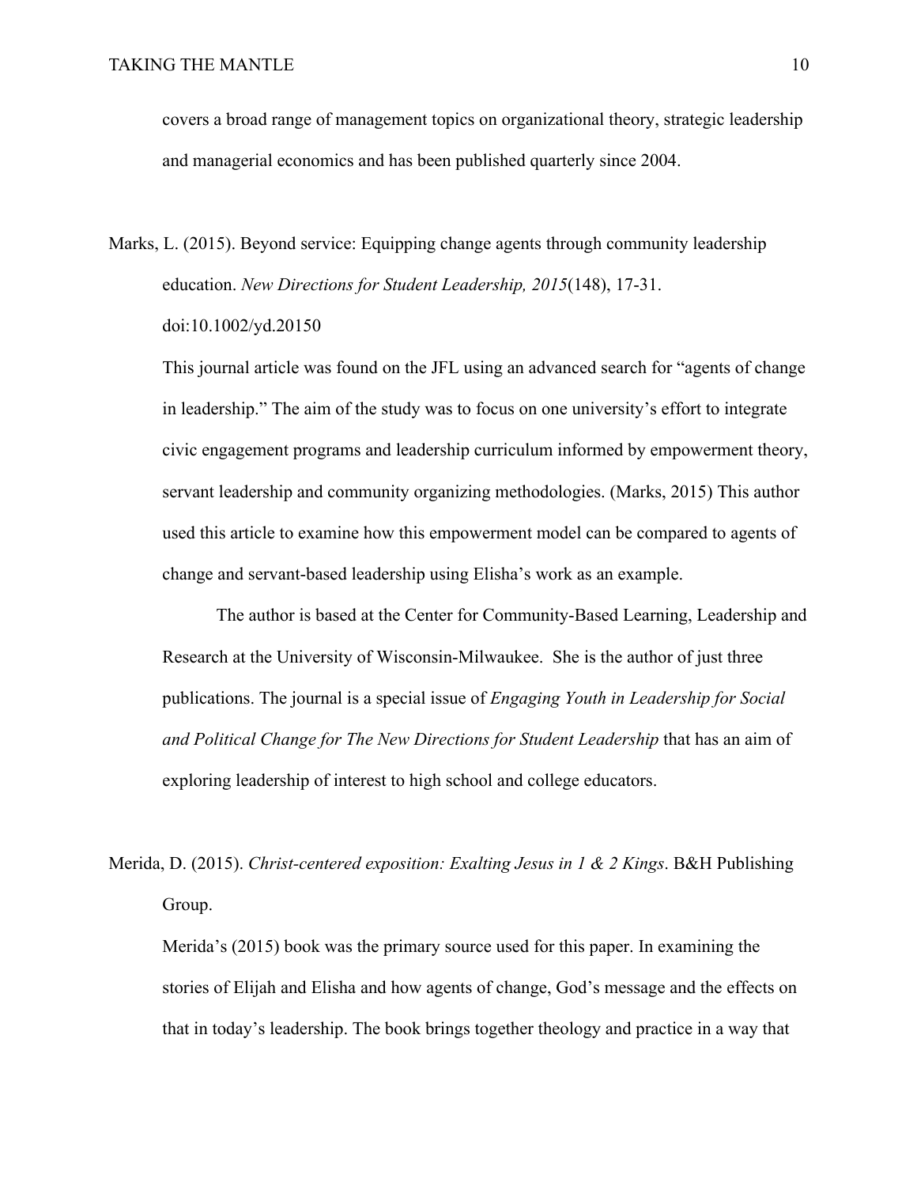covers a broad range of management topics on organizational theory, strategic leadership and managerial economics and has been published quarterly since 2004.

Marks, L. (2015). Beyond service: Equipping change agents through community leadership education. *New Directions for Student Leadership, 2015*(148), 17-31. doi:10.1002/yd.20150

This journal article was found on the JFL using an advanced search for "agents of change in leadership." The aim of the study was to focus on one university's effort to integrate civic engagement programs and leadership curriculum informed by empowerment theory, servant leadership and community organizing methodologies. (Marks, 2015) This author used this article to examine how this empowerment model can be compared to agents of change and servant-based leadership using Elisha's work as an example.

The author is based at the Center for Community-Based Learning, Leadership and Research at the University of Wisconsin-Milwaukee. She is the author of just three publications. The journal is a special issue of *Engaging Youth in Leadership for Social and Political Change for The New Directions for Student Leadership* that has an aim of exploring leadership of interest to high school and college educators.

Merida, D. (2015). *Christ-centered exposition: Exalting Jesus in 1 & 2 Kings*. B&H Publishing Group.

Merida's (2015) book was the primary source used for this paper. In examining the stories of Elijah and Elisha and how agents of change, God's message and the effects on that in today's leadership. The book brings together theology and practice in a way that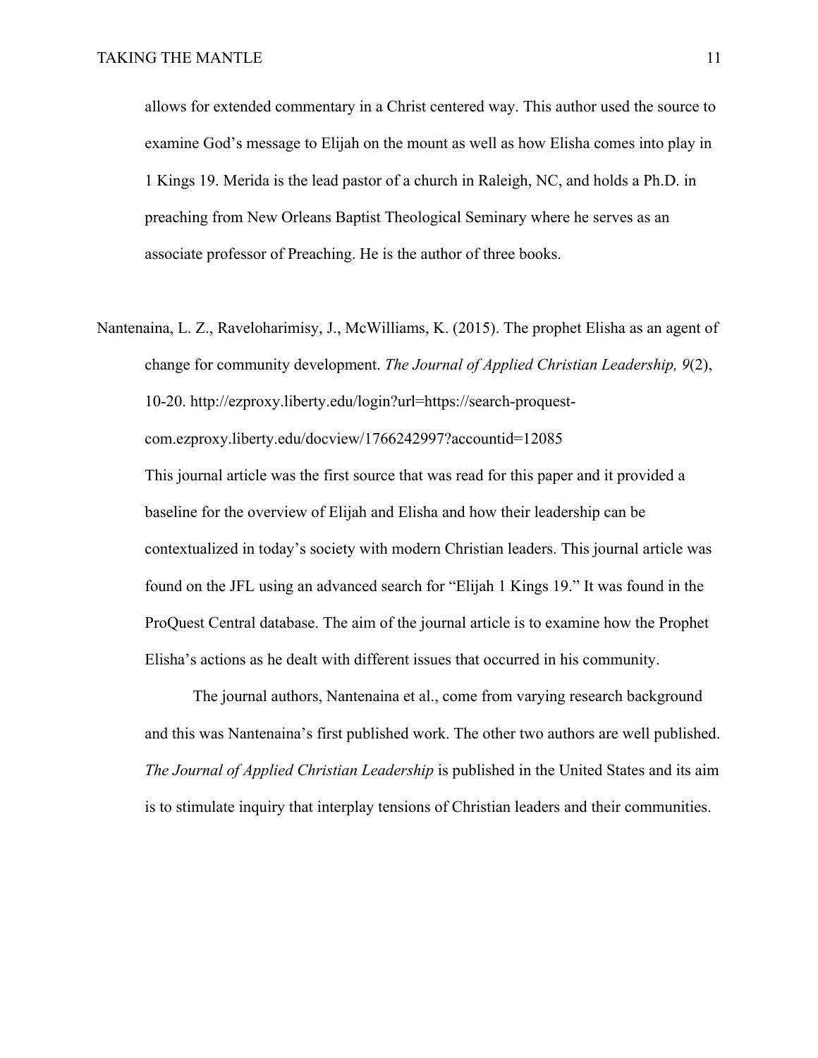allows for extended commentary in a Christ centered way. This author used the source to examine God's message to Elijah on the mount as well as how Elisha comes into play in 1 Kings 19. Merida is the lead pastor of a church in Raleigh, NC, and holds a Ph.D. in preaching from New Orleans Baptist Theological Seminary where he serves as an associate professor of Preaching. He is the author of three books.

Nantenaina, L. Z., Raveloharimisy, J., McWilliams, K. (2015). The prophet Elisha as an agent of change for community development. *The Journal of Applied Christian Leadership, 9*(2), 10-20. http://ezproxy.liberty.edu/login?url=https://search-proquest-com.ezproxy.liberty.edu/docview/1766242997?accountid=12085

This journal article was the first source that was read for this paper and it provided a baseline for the overview of Elijah and Elisha and how their leadership can be contextualized in today's society with modern Christian leaders. This journal article was found on the JFL using an advanced search for "Elijah 1 Kings 19." It was found in the ProQuest Central database. The aim of the journal article is to examine how the Prophet Elisha's actions as he dealt with different issues that occurred in his community.

The journal authors, Nantenaina et al., come from varying research background and this was Nantenaina's first published work. The other two authors are well published. *The Journal of Applied Christian Leadership* is published in the United States and its aim is to stimulate inquiry that interplay tensions of Christian leaders and their communities.